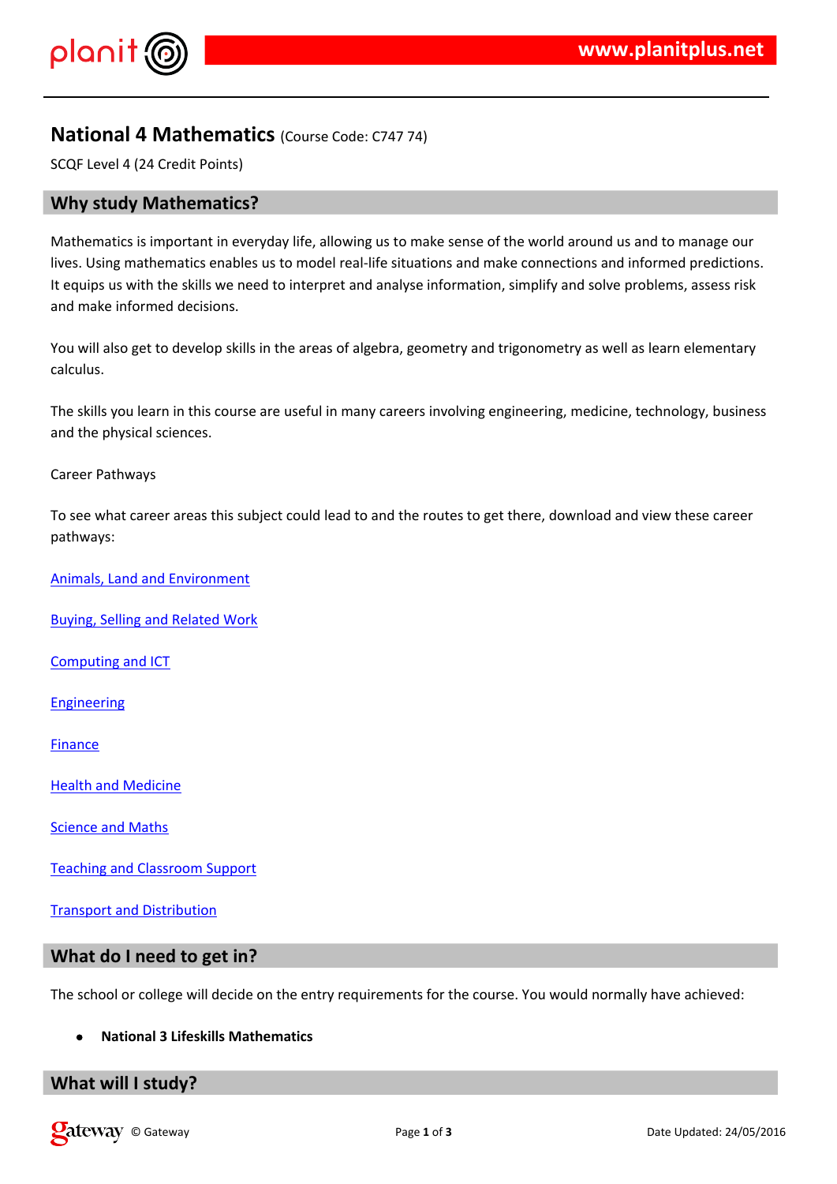# National 4 Mathematics (Course Code: C747 74)

SCQF Level 4 (24 Credit Points)

## Why study Mathematics?

Mathematics is important in everyday life, allowing us to make sense of the world around us and to manage our lives. Using mathematics enables us to model real-life situations and make connections and informed predictions. It equips us with the skills we need to interpret and analyse information, simplify and solve problems, assess risk and make informed decisions.

You will also get to develop skills in the areas of algebra, geometry and trigonometry as well as learn elementary calculus.

The skills you learn in this course are useful in many careers involving engineering, medicine, technology, business and the physical sciences.

Career Pathways

To see what career areas this subject could lead to and the routes to get there, download and view these career pathways:

Animals, Land and Environment

Buying, Selling and Related Work

Computing and ICT

Engineering

Finance

Health and Medicine

Science and Maths

Teaching and Classroom Support

Transport and Distribution

## What do I need to get in?

The school or college will decide on the entry requirements for the course. You would normally have achieved:

- **National 3 Lifeskills Mathematics**

## What will I study?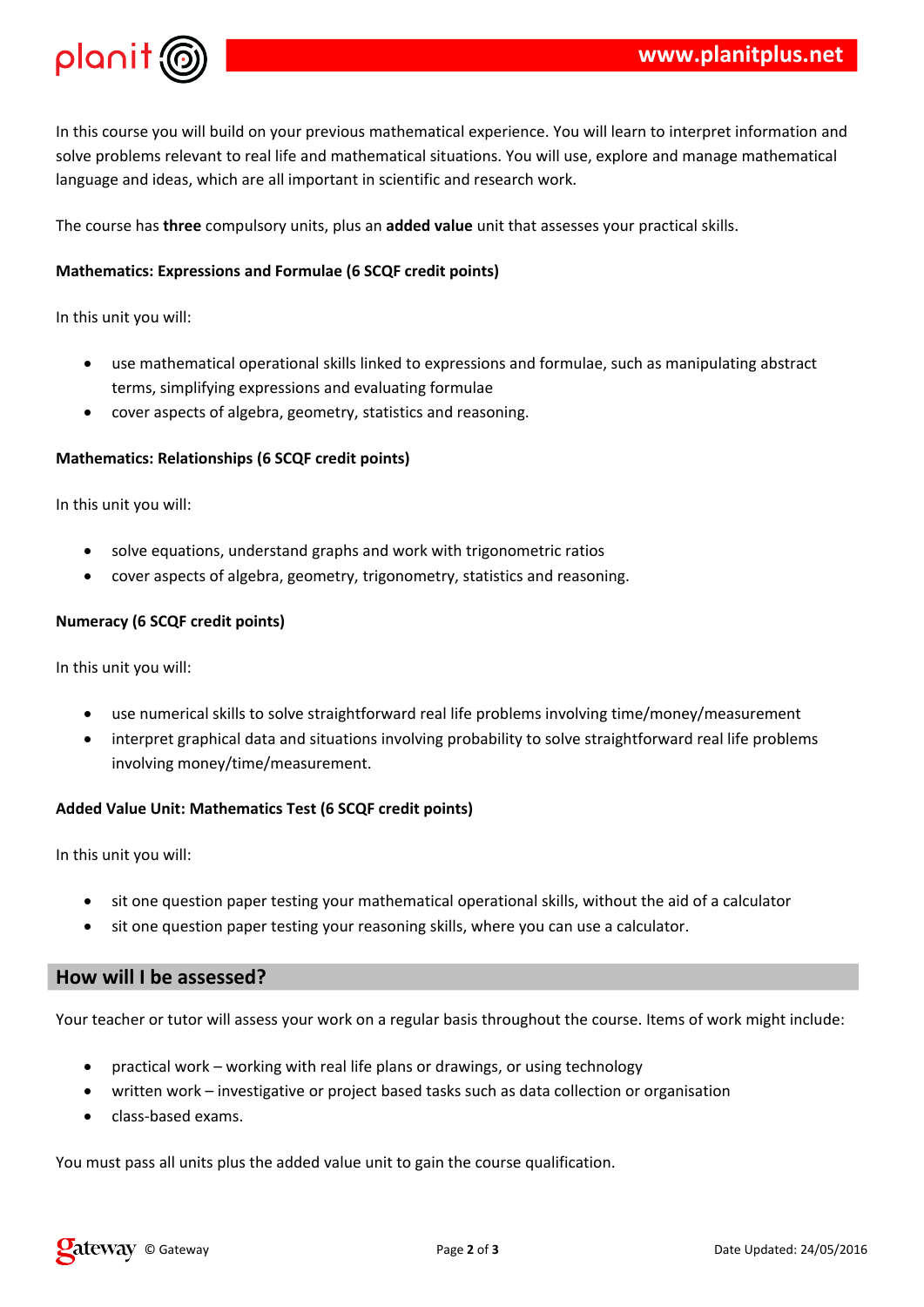In this course you will build on your previous mathematical experience. You will learn to interpret information and solve problems relevant to real life and mathematical situations. You will use, explore and manage mathematical language and ideas, which are all important in scientific and research work.

The course has **three** compulsory units, plus an **added value** unit that assesses your practical skills.

**Mathematics: Expressions and Formulae (6 SCQF credit points)**

In this unit you will:

- use mathematical operational skills linked to expressions and formulae, such as manipulating abstract terms, simplifying expressions and evaluating formulae
- cover aspects of algebra, geometry, statistics and reasoning.

**Mathematics: Relationships (6 SCQF credit points)**

In this unit you will:

- solve equations, understand graphs and work with trigonometric ratios
- cover aspects of algebra, geometry, trigonometry, statistics and reasoning.

**Numeracy (6 SCQF credit points)**

In this unit you will:

- use numerical skills to solve straightforward real life problems involving time/money/measurement
- interpret graphical data and situations involving probability to solve straightforward real life problems involving money/time/measurement.

**Added Value Unit: Mathematics Test (6 SCQF credit points)**

In this unit you will:

- sit one question paper testing your mathematical operational skills, without the aid of a calculator
- sit one question paper testing your reasoning skills, where you can use a calculator.

## How will I be assessed?

Your teacher or tutor will assess your work on a regular basis throughout the course. Items of work might include:

- practical work – working with real life plans or drawings, or using technology
- written work – investigative or project based tasks such as data collection or organisation
- class-based exams.

You must pass all units plus the added value unit to gain the course qualification.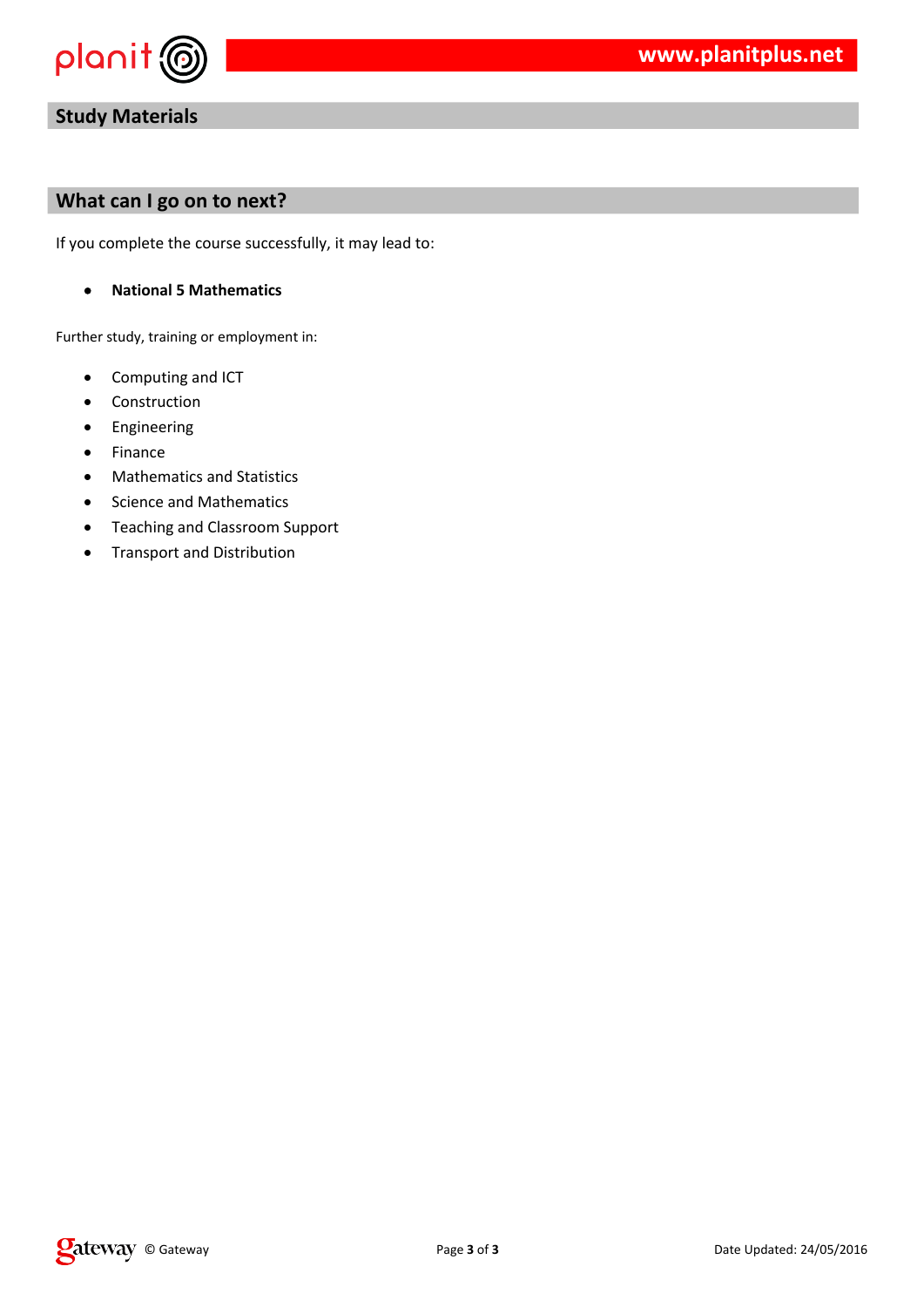## Study Materials

## What can I go on to next?

If you complete the course successfully, it may lead to:

- **National 5 Mathematics**

Further study, training or employment in:

- Computing and ICT
- Construction
- Engineering
- Finance
- Mathematics and Statistics
- Science and Mathematics
- Teaching and Classroom Support
- Transport and Distribution